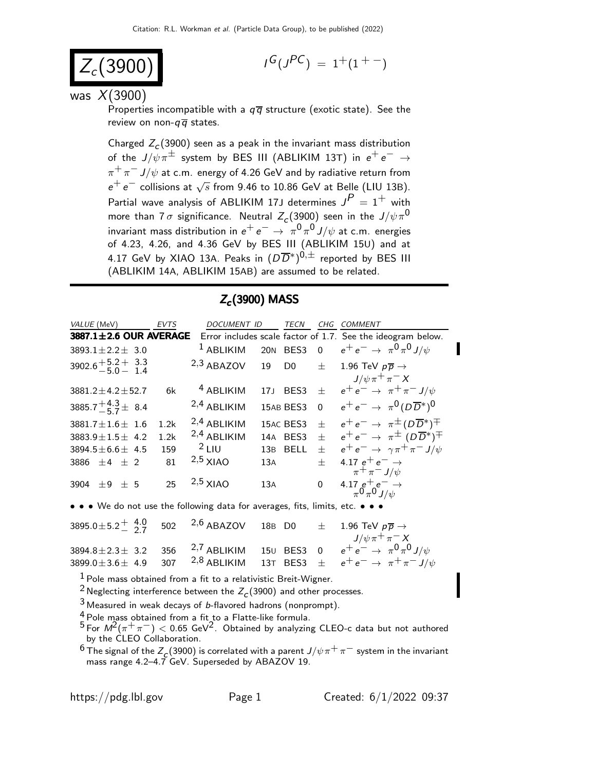# $Z_c(3900)$

$I^G(J^{PC}) = 1^+(1^{+-})$

was $X(3900)$

Properties incompatible with a $q\overline{q}$ structure (exotic state). See the review on non-$q\overline{q}$ states.

Charged $Z_c(3900)$ seen as a peak in the invariant mass distribution of the $J/\psi\pi^\pm$ system by BES III (ABLIKIM 13T) in $e^+e^- \to \pi^+\pi^- J/\psi$ at c.m. energy of 4.26 GeV and by radiative return from $e^+e^-$ collisions at $\sqrt{s}$ from 9.46 to 10.86 GeV at Belle (LIU 13B). Partial wave analysis of ABLIKIM 17J determines $J^P = 1^+$ with more than 7 $\sigma$ significance. Neutral $Z_c(3900)$ seen in the $J/\psi\pi^0$ invariant mass distribution in $e^+e^- \to \pi^0\pi^0 J/\psi$ at c.m. energies of 4.23, 4.26, and 4.36 GeV by BES III (ABLIKIM 15U) and at 4.17 GeV by XIAO 13A. Peaks in $(D\overline{D}^*)^{0,\pm}$ reported by BES III (ABLIKIM 14A, ABLIKIM 15AB) are assumed to be related.

## $Z_c(3900)$ MASS

| VALUE (MeV) | EVTS | DOCUMENT ID | | TECN | CHG | COMMENT |
|---|---|---|---|---|---|---|
| **3887.1±2.6 OUR AVERAGE** | | Error includes scale factor of 1.7. See the ideogram below. | | | | |
| $3893.1 \pm 2.2 \pm 3.0$ | | [1] ABLIKIM | 20N | BES3 | 0 | $e^+e^- \to \pi^0\pi^0 J/\psi$ |
| $3902.6^{+5.2}_{-5.0}{}^{+3.3}_{-1.4}$ | | [2,3] ABAZOV | 19 | D0 | $\pm$ | 1.96 TeV $p\overline{p} \to J/\psi\pi^+\pi^- X$ |
| $3881.2 \pm 4.2 \pm 52.7$ | 6k | [4] ABLIKIM | 17J | BES3 | $\pm$ | $e^+e^- \to \pi^+\pi^- J/\psi$ |
| $3885.7^{+4.3}_{-5.7} \pm 8.4$ | | [2,4] ABLIKIM | 15AB | BES3 | 0 | $e^+e^- \to \pi^0(D\overline{D}^*)^0$ |
| $3881.7 \pm 1.6 \pm 1.6$ | 1.2k | [2,4] ABLIKIM | 15AC | BES3 | $\pm$ | $e^+e^- \to \pi^\pm(D\overline{D}^*)^\mp$ |
| $3883.9 \pm 1.5 \pm 4.2$ | 1.2k | [2,4] ABLIKIM | 14A | BES3 | $\pm$ | $e^+e^- \to \pi^\pm(D\overline{D}^*)^\mp$ |
| $3894.5 \pm 6.6 \pm 4.5$ | 159 | [2] LIU | 13B | BELL | $\pm$ | $e^+e^- \to \gamma\pi^+\pi^- J/\psi$ |
| $3886 \pm 4 \pm 2$ | 81 | [2,5] XIAO | 13A | | $\pm$ | 4.17 $e^+e^- \to \pi^+\pi^- J/\psi$ |
| $3904 \pm 9 \pm 5$ | 25 | [2,5] XIAO | 13A | | 0 | 4.17 $e^+e^- \to \pi^0\pi^0 J/\psi$ |
| • • • We do not use the following data for averages, fits, limits, etc. • • • | | | | | | |
| $3895.0 \pm 5.2^{+4.0}_{-2.7}$ | 502 | [2,6] ABAZOV | 18B | D0 | $\pm$ | 1.96 TeV $p\overline{p} \to J/\psi\pi^+\pi^- X$ |
| $3894.8 \pm 2.3 \pm 3.2$ | 356 | [2,7] ABLIKIM | 15U | BES3 | 0 | $e^+e^- \to \pi^0\pi^0 J/\psi$ |
| $3899.0 \pm 3.6 \pm 4.9$ | 307 | [2,8] ABLIKIM | 13T | BES3 | $\pm$ | $e^+e^- \to \pi^+\pi^- J/\psi$ |

[1] Pole mass obtained from a fit to a relativistic Breit-Wigner.

[2] Neglecting interference between the $Z_c(3900)$ and other processes.

[3] Measured in weak decays of $b$-flavored hadrons (nonprompt).

[4] Pole mass obtained from a fit to a Flatte-like formula.

[5] For $M^2(\pi^+\pi^-) < 0.65$ GeV$^2$. Obtained by analyzing CLEO-c data but not authored by the CLEO Collaboration.

[6] The signal of the $Z_c(3900)$ is correlated with a parent $J/\psi\pi^+\pi^-$ system in the invariant mass range 4.2–4.7 GeV. Superseded by ABAZOV 19.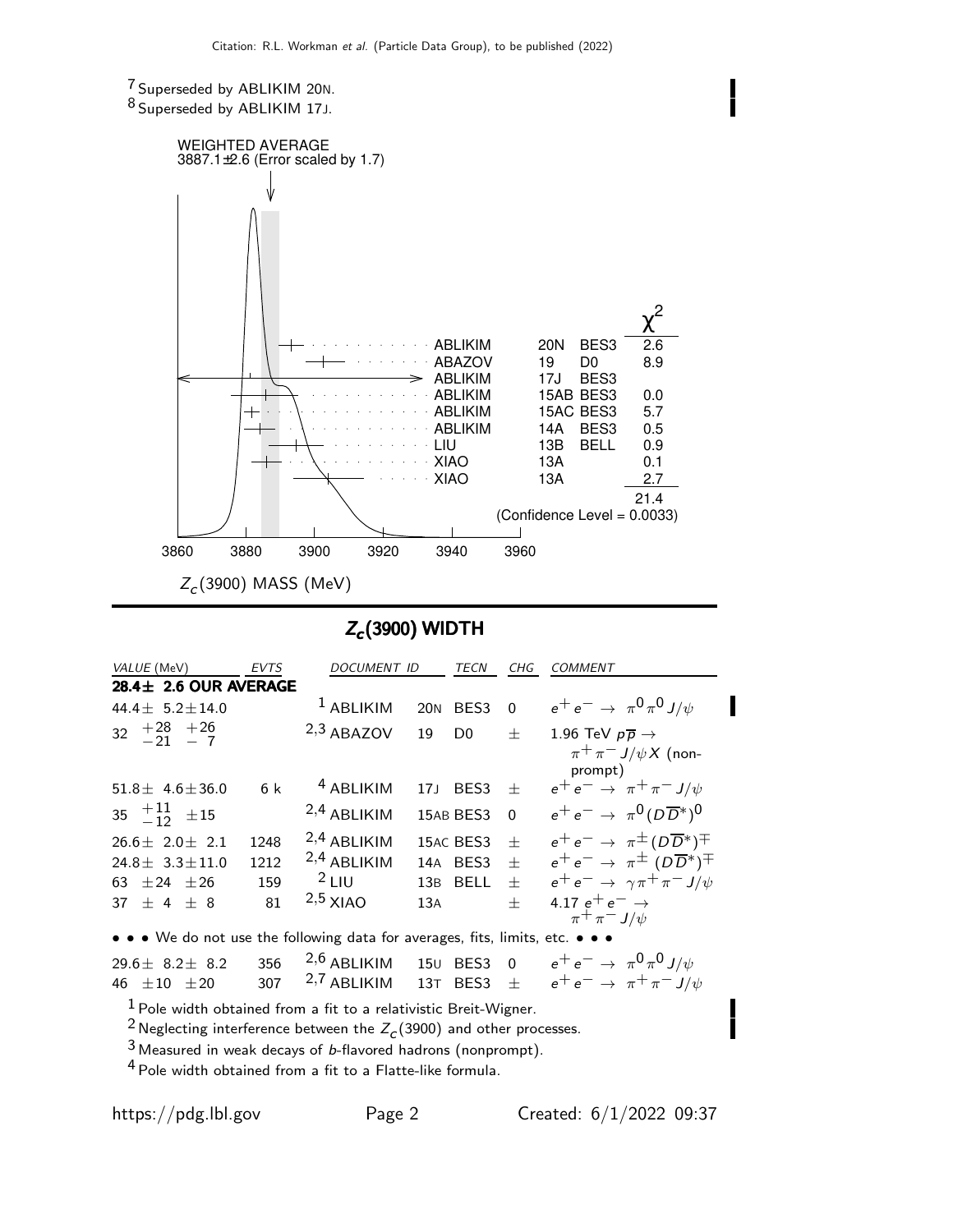[7] Superseded by ABLIKIM 20N.
[8] Superseded by ABLIKIM 17J.

WEIGHTED AVERAGE
3887.1±2.6 (Error scaled by 1.7)

| | | | $\chi^2$ |
|---|---|---|---|
| ABLIKIM | 20N | BES3 | 2.6 |
| ABAZOV | 19 | D0 | 8.9 |
| ABLIKIM | 17J | BES3 | |
| ABLIKIM | 15AB | BES3 | 0.0 |
| ABLIKIM | 15AC | BES3 | 5.7 |
| ABLIKIM | 14A | BES3 | 0.5 |
| LIU | 13B | BELL | 0.9 |
| XIAO | 13A | | 0.1 |
| XIAO | 13A | | 2.7 |
| | | | 21.4 |

(Confidence Level = 0.0033)

$Z_c(3900)$ MASS (MeV)

## $Z_c(3900)$ WIDTH

| VALUE (MeV) | EVTS | DOCUMENT ID | | TECN | CHG | COMMENT |
|---|---|---|---|---|---|---|
| **28.4± 2.6 OUR AVERAGE** | | | | | | |
| 44.4± 5.2±14.0 | | [1] ABLIKIM | 20N | BES3 | 0 | $e^+e^- \rightarrow \pi^0\pi^0 J/\psi$ |
| $32\ ^{+28}_{-21}\ ^{+26}_{-7}$ | | [2,3] ABAZOV | 19 | D0 | ± | 1.96 TeV $p\overline{p} \rightarrow \pi^+\pi^- J/\psi X$ (non-prompt) |
| 51.8± 4.6±36.0 | 6 k | [4] ABLIKIM | 17J | BES3 | ± | $e^+e^- \rightarrow \pi^+\pi^- J/\psi$ |
| $35\ ^{+11}_{-12}\ \pm15$ | | [2,4] ABLIKIM | 15AB | BES3 | 0 | $e^+e^- \rightarrow \pi^0(D\overline{D}^*)^0$ |
| 26.6± 2.0± 2.1 | 1248 | [2,4] ABLIKIM | 15AC | BES3 | ± | $e^+e^- \rightarrow \pi^\pm(D\overline{D}^*)^\mp$ |
| 24.8± 3.3±11.0 | 1212 | [2,4] ABLIKIM | 14A | BES3 | ± | $e^+e^- \rightarrow \pi^\pm(D\overline{D}^*)^\mp$ |
| 63 ±24 ±26 | 159 | [2] LIU | 13B | BELL | ± | $e^+e^- \rightarrow \gamma\pi^+\pi^- J/\psi$ |
| 37 ± 4 ± 8 | 81 | [2,5] XIAO | 13A | | ± | 4.17 $e^+e^- \rightarrow \pi^+\pi^- J/\psi$ |
| • • • We do not use the following data for averages, fits, limits, etc. • • • | | | | | | |
| 29.6± 8.2± 8.2 | 356 | [2,6] ABLIKIM | 15U | BES3 | 0 | $e^+e^- \rightarrow \pi^0\pi^0 J/\psi$ |
| 46 ±10 ±20 | 307 | [2,7] ABLIKIM | 13T | BES3 | ± | $e^+e^- \rightarrow \pi^+\pi^- J/\psi$ |

[1] Pole width obtained from a fit to a relativistic Breit-Wigner.
[2] Neglecting interference between the $Z_c(3900)$ and other processes.
[3] Measured in weak decays of b-flavored hadrons (nonprompt).
[4] Pole width obtained from a fit to a Flatte-like formula.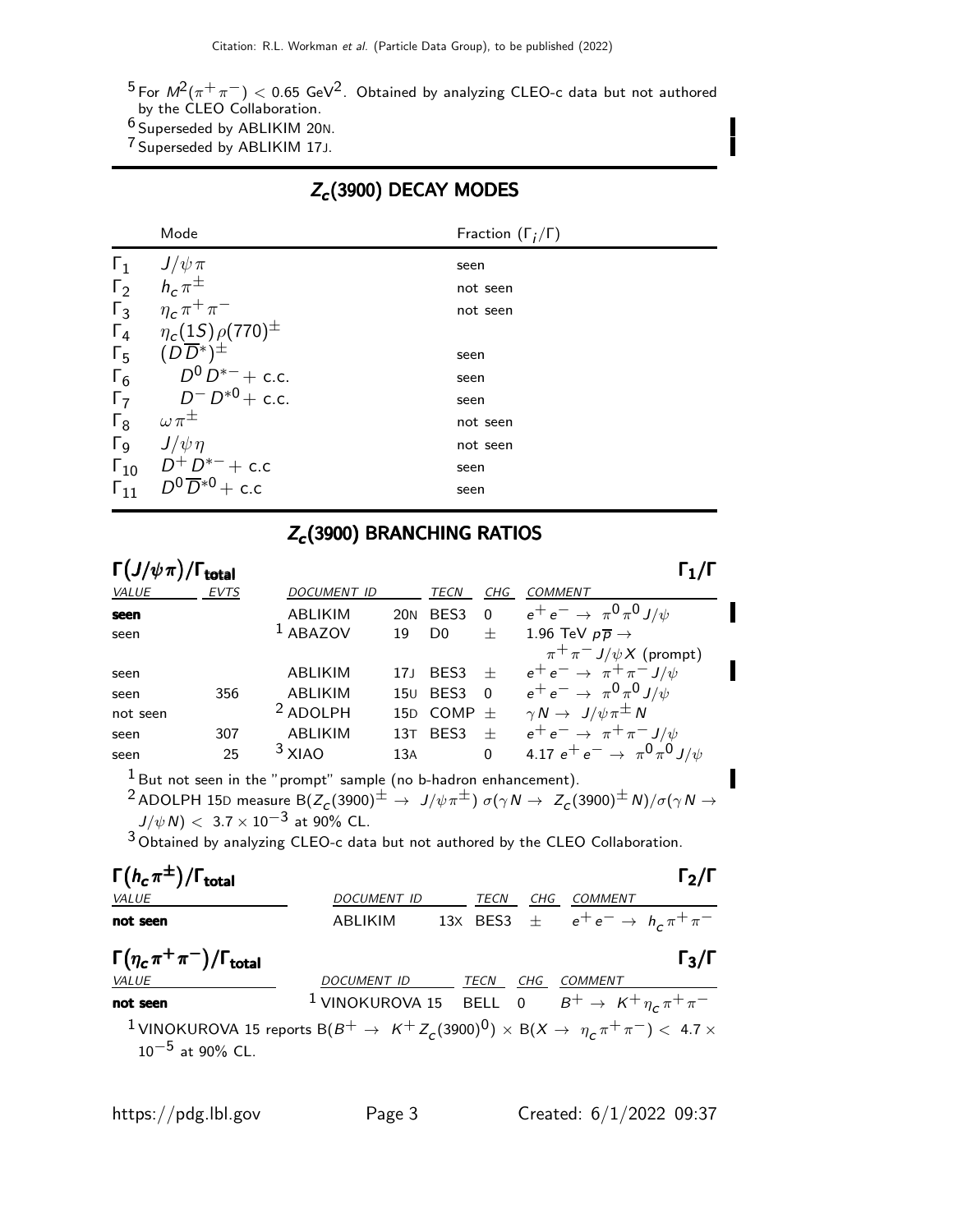[5] For $M^2(\pi^+\pi^-) < 0.65$ GeV$^2$. Obtained by analyzing CLEO-c data but not authored by the CLEO Collaboration.

[6] Superseded by ABLIKIM 20N.

[7] Superseded by ABLIKIM 17J.

## $Z_c(3900)$ DECAY MODES

| | Mode | Fraction ($\Gamma_i/\Gamma$) |
|---|---|---|
| $\Gamma_1$ | $J/\psi\pi$ | seen |
| $\Gamma_2$ | $h_c\pi^\pm$ | not seen |
| $\Gamma_3$ | $\eta_c\pi^+\pi^-$ | not seen |
| $\Gamma_4$ | $\eta_c(1S)\rho(770)^\pm$ | |
| $\Gamma_5$ | $(D\overline{D}^*)^\pm$ | seen |
| $\Gamma_6$ | $D^0 D^{*-}$ + c.c. | seen |
| $\Gamma_7$ | $D^- D^{*0}$ + c.c. | seen |
| $\Gamma_8$ | $\omega\pi^\pm$ | not seen |
| $\Gamma_9$ | $J/\psi\eta$ | not seen |
| $\Gamma_{10}$ | $D^+ D^{*-}$ + c.c | seen |
| $\Gamma_{11}$ | $D^0\overline{D}^{*0}$ + c.c | seen |

## $Z_c(3900)$ BRANCHING RATIOS

### $\Gamma(J/\psi\pi)/\Gamma_{\text{total}}$ — $\Gamma_1/\Gamma$

| VALUE | EVTS | DOCUMENT ID | | TECN | CHG | COMMENT |
|---|---|---|---|---|---|---|
| **seen** | | ABLIKIM | 20N | BES3 | 0 | $e^+e^- \to \pi^0\pi^0 J/\psi$ |
| seen | | ABAZOV [1] | 19 | D0 | $\pm$ | 1.96 TeV $p\overline{p} \to \pi^+\pi^- J/\psi X$ (prompt) |
| seen | | ABLIKIM | 17J | BES3 | $\pm$ | $e^+e^- \to \pi^+\pi^- J/\psi$ |
| seen | 356 | ABLIKIM | 15U | BES3 | 0 | $e^+e^- \to \pi^0\pi^0 J/\psi$ |
| not seen | | ADOLPH [2] | 15D | COMP | $\pm$ | $\gamma N \to J/\psi\pi^\pm N$ |
| seen | 307 | ABLIKIM | 13T | BES3 | $\pm$ | $e^+e^- \to \pi^+\pi^- J/\psi$ |
| seen | 25 | XIAO [3] | 13A | | 0 | 4.17 $e^+e^- \to \pi^0\pi^0 J/\psi$ |

[1] But not seen in the "prompt" sample (no b-hadron enhancement).

[2] ADOLPH 15D measure $B(Z_c(3900)^\pm \to J/\psi\pi^\pm)\,\sigma(\gamma N \to Z_c(3900)^\pm N)/\sigma(\gamma N \to J/\psi N) < 3.7 \times 10^{-3}$ at 90% CL.

[3] Obtained by analyzing CLEO-c data but not authored by the CLEO Collaboration.

### $\Gamma(h_c\pi^\pm)/\Gamma_{\text{total}}$ — $\Gamma_2/\Gamma$

| VALUE | DOCUMENT ID | | TECN | CHG | COMMENT |
|---|---|---|---|---|---|
| **not seen** | ABLIKIM | 13X | BES3 | $\pm$ | $e^+e^- \to h_c\pi^+\pi^-$ |

### $\Gamma(\eta_c\pi^+\pi^-)/\Gamma_{\text{total}}$ — $\Gamma_3/\Gamma$

| VALUE | DOCUMENT ID | TECN | CHG | COMMENT |
|---|---|---|---|---|
| **not seen** | VINOKUROVA 15 [1] | BELL | 0 | $B^+ \to K^+\eta_c\pi^+\pi^-$ |

[1] VINOKUROVA 15 reports $B(B^+ \to K^+ Z_c(3900)^0) \times B(X \to \eta_c\pi^+\pi^-) < 4.7 \times 10^{-5}$ at 90% CL.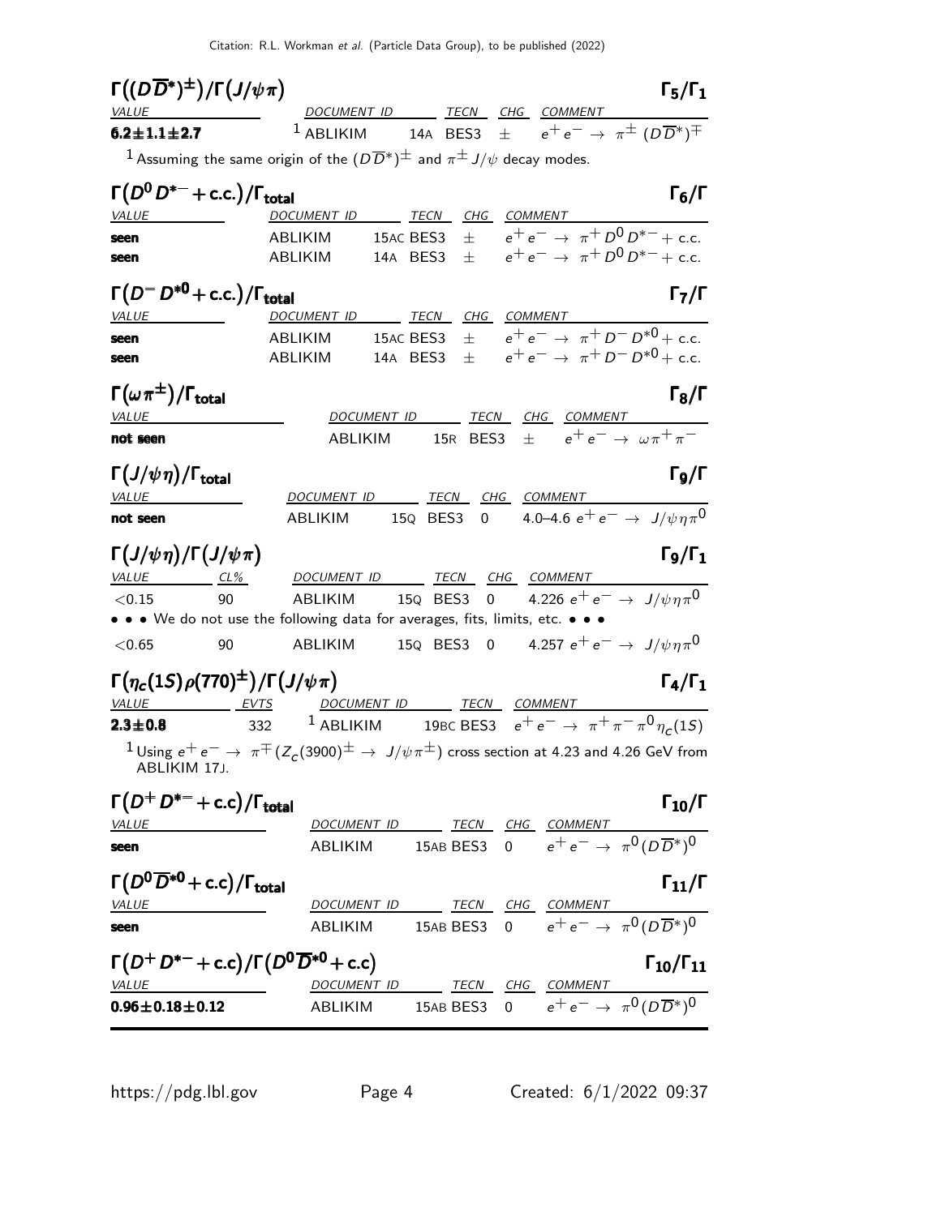### $\Gamma((D\overline{D}^*)^{\pm})/\Gamma(J/\psi\pi)$ — $\Gamma_5/\Gamma_1$

| VALUE | DOCUMENT ID | TECN | CHG | COMMENT |
|---|---|---|---|---|
| **6.2±1.1±2.7** | [1] ABLIKIM 14A | BES3 | $\pm$ | $e^+e^- \to \pi^{\pm}(D\overline{D}^*)^{\mp}$ |

[1] Assuming the same origin of the $(D\overline{D}^*)^{\pm}$ and $\pi^{\pm}J/\psi$ decay modes.

### $\Gamma(D^0 D^{*-} + \text{c.c.})/\Gamma_{\text{total}}$ — $\Gamma_6/\Gamma$

| VALUE | DOCUMENT ID | TECN | CHG | COMMENT |
|---|---|---|---|---|
| **seen** | ABLIKIM 15AC | BES3 | $\pm$ | $e^+e^- \to \pi^+ D^0 D^{*-}$ + c.c. |
| **seen** | ABLIKIM 14A | BES3 | $\pm$ | $e^+e^- \to \pi^+ D^0 D^{*-}$ + c.c. |

### $\Gamma(D^- D^{*0} + \text{c.c.})/\Gamma_{\text{total}}$ — $\Gamma_7/\Gamma$

| VALUE | DOCUMENT ID | TECN | CHG | COMMENT |
|---|---|---|---|---|
| **seen** | ABLIKIM 15AC | BES3 | $\pm$ | $e^+e^- \to \pi^+ D^- D^{*0}$ + c.c. |
| **seen** | ABLIKIM 14A | BES3 | $\pm$ | $e^+e^- \to \pi^+ D^- D^{*0}$ + c.c. |

### $\Gamma(\omega\pi^{\pm})/\Gamma_{\text{total}}$ — $\Gamma_8/\Gamma$

| VALUE | DOCUMENT ID | TECN | CHG | COMMENT |
|---|---|---|---|---|
| **not seen** | ABLIKIM 15R | BES3 | $\pm$ | $e^+e^- \to \omega\pi^+\pi^-$ |

### $\Gamma(J/\psi\eta)/\Gamma_{\text{total}}$ — $\Gamma_9/\Gamma$

| VALUE | DOCUMENT ID | TECN | CHG | COMMENT |
|---|---|---|---|---|
| **not seen** | ABLIKIM 15Q | BES3 | 0 | 4.0–4.6 $e^+e^- \to J/\psi\eta\pi^0$ |

### $\Gamma(J/\psi\eta)/\Gamma(J/\psi\pi)$ — $\Gamma_9/\Gamma_1$

| VALUE | CL% | DOCUMENT ID | TECN | CHG | COMMENT |
|---|---|---|---|---|---|
| $<0.15$ | 90 | ABLIKIM 15Q | BES3 | 0 | 4.226 $e^+e^- \to J/\psi\eta\pi^0$ |
| • • • We do not use the following data for averages, fits, limits, etc. • • • | | | | | |
| $<0.65$ | 90 | ABLIKIM 15Q | BES3 | 0 | 4.257 $e^+e^- \to J/\psi\eta\pi^0$ |

### $\Gamma(\eta_c(1S)\rho(770)^{\pm})/\Gamma(J/\psi\pi)$ — $\Gamma_4/\Gamma_1$

| VALUE | EVTS | DOCUMENT ID | TECN | COMMENT |
|---|---|---|---|---|
| **2.3±0.8** | 332 | [1] ABLIKIM 19BC | BES3 | $e^+e^- \to \pi^+\pi^-\pi^0\eta_c(1S)$ |

[1] Using $e^+e^- \to \pi^{\mp}(Z_c(3900)^{\pm} \to J/\psi\pi^{\pm})$ cross section at 4.23 and 4.26 GeV from ABLIKIM 17J.

### $\Gamma(D^+ D^{*-} + \text{c.c})/\Gamma_{\text{total}}$ — $\Gamma_{10}/\Gamma$

| VALUE | DOCUMENT ID | TECN | CHG | COMMENT |
|---|---|---|---|---|
| **seen** | ABLIKIM 15AB | BES3 | 0 | $e^+e^- \to \pi^0(D\overline{D}^*)^0$ |

### $\Gamma(D^0\overline{D}^{*0} + \text{c.c})/\Gamma_{\text{total}}$ — $\Gamma_{11}/\Gamma$

| VALUE | DOCUMENT ID | TECN | CHG | COMMENT |
|---|---|---|---|---|
| **seen** | ABLIKIM 15AB | BES3 | 0 | $e^+e^- \to \pi^0(D\overline{D}^*)^0$ |

### $\Gamma(D^+ D^{*-} + \text{c.c})/\Gamma(D^0\overline{D}^{*0} + \text{c.c})$ — $\Gamma_{10}/\Gamma_{11}$

| VALUE | DOCUMENT ID | TECN | CHG | COMMENT |
|---|---|---|---|---|
| **0.96±0.18±0.12** | ABLIKIM 15AB | BES3 | 0 | $e^+e^- \to \pi^0(D\overline{D}^*)^0$ |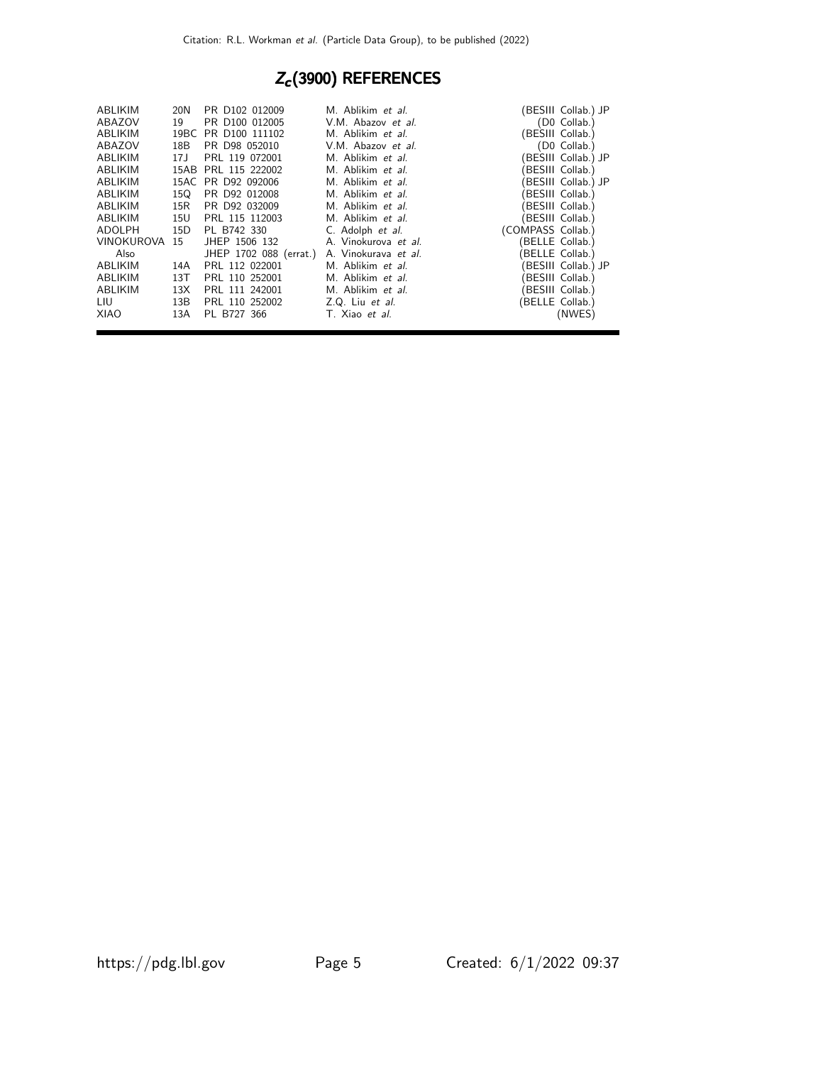## $Z_c$(3900) REFERENCES

| | | | | |
|---|---|---|---|---|
| ABLIKIM | 20N | PR D102 012009 | M. Ablikim *et al.* | (BESIII Collab.) JP |
| ABAZOV | 19 | PR D100 012005 | V.M. Abazov *et al.* | (D0 Collab.) |
| ABLIKIM | 19BC | PR D100 111102 | M. Ablikim *et al.* | (BESIII Collab.) |
| ABAZOV | 18B | PR D98 052010 | V.M. Abazov *et al.* | (D0 Collab.) |
| ABLIKIM | 17J | PRL 119 072001 | M. Ablikim *et al.* | (BESIII Collab.) JP |
| ABLIKIM | 15AB | PRL 115 222002 | M. Ablikim *et al.* | (BESIII Collab.) |
| ABLIKIM | 15AC | PR D92 092006 | M. Ablikim *et al.* | (BESIII Collab.) JP |
| ABLIKIM | 15Q | PR D92 012008 | M. Ablikim *et al.* | (BESIII Collab.) |
| ABLIKIM | 15R | PR D92 032009 | M. Ablikim *et al.* | (BESIII Collab.) |
| ABLIKIM | 15U | PRL 115 112003 | M. Ablikim *et al.* | (BESIII Collab.) |
| ADOLPH | 15D | PL B742 330 | C. Adolph *et al.* | (COMPASS Collab.) |
| VINOKUROVA | 15 | JHEP 1506 132 | A. Vinokurova *et al.* | (BELLE Collab.) |
| Also | | JHEP 1702 088 (errat.) | A. Vinokurava *et al.* | (BELLE Collab.) |
| ABLIKIM | 14A | PRL 112 022001 | M. Ablikim *et al.* | (BESIII Collab.) JP |
| ABLIKIM | 13T | PRL 110 252001 | M. Ablikim *et al.* | (BESIII Collab.) |
| ABLIKIM | 13X | PRL 111 242001 | M. Ablikim *et al.* | (BESIII Collab.) |
| LIU | 13B | PRL 110 252002 | Z.Q. Liu *et al.* | (BELLE Collab.) |
| XIAO | 13A | PL B727 366 | T. Xiao *et al.* | (NWES) |